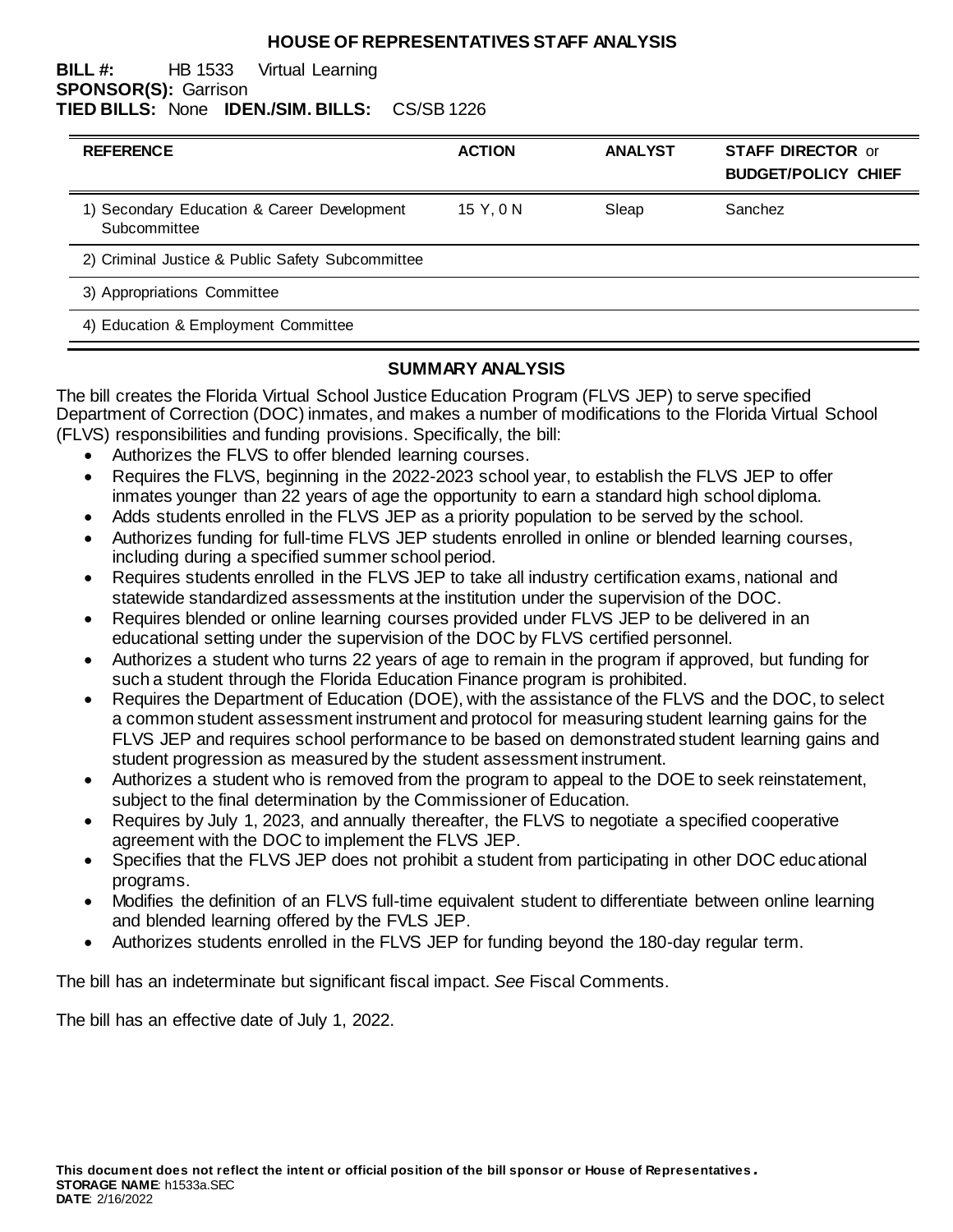# HOUSE OF REPRESENTATIVES STAFF ANALYSIS

**BILL #:** HB 1533 Virtual Learning
**SPONSOR(S):** Garrison
**TIED BILLS:** None **IDEN./SIM. BILLS:** CS/SB 1226

| REFERENCE | ACTION | ANALYST | STAFF DIRECTOR or BUDGET/POLICY CHIEF |
|---|---|---|---|
| 1) Secondary Education & Career Development Subcommittee | 15 Y, 0 N | Sleap | Sanchez |
| 2) Criminal Justice & Public Safety Subcommittee | | | |
| 3) Appropriations Committee | | | |
| 4) Education & Employment Committee | | | |

## SUMMARY ANALYSIS

The bill creates the Florida Virtual School Justice Education Program (FLVS JEP) to serve specified Department of Correction (DOC) inmates, and makes a number of modifications to the Florida Virtual School (FLVS) responsibilities and funding provisions. Specifically, the bill:

- Authorizes the FLVS to offer blended learning courses.
- Requires the FLVS, beginning in the 2022-2023 school year, to establish the FLVS JEP to offer inmates younger than 22 years of age the opportunity to earn a standard high school diploma.
- Adds students enrolled in the FLVS JEP as a priority population to be served by the school.
- Authorizes funding for full-time FLVS JEP students enrolled in online or blended learning courses, including during a specified summer school period.
- Requires students enrolled in the FLVS JEP to take all industry certification exams, national and statewide standardized assessments at the institution under the supervision of the DOC.
- Requires blended or online learning courses provided under FLVS JEP to be delivered in an educational setting under the supervision of the DOC by FLVS certified personnel.
- Authorizes a student who turns 22 years of age to remain in the program if approved, but funding for such a student through the Florida Education Finance program is prohibited.
- Requires the Department of Education (DOE), with the assistance of the FLVS and the DOC, to select a common student assessment instrument and protocol for measuring student learning gains for the FLVS JEP and requires school performance to be based on demonstrated student learning gains and student progression as measured by the student assessment instrument.
- Authorizes a student who is removed from the program to appeal to the DOE to seek reinstatement, subject to the final determination by the Commissioner of Education.
- Requires by July 1, 2023, and annually thereafter, the FLVS to negotiate a specified cooperative agreement with the DOC to implement the FLVS JEP.
- Specifies that the FLVS JEP does not prohibit a student from participating in other DOC educational programs.
- Modifies the definition of an FLVS full-time equivalent student to differentiate between online learning and blended learning offered by the FVLS JEP.
- Authorizes students enrolled in the FLVS JEP for funding beyond the 180-day regular term.

The bill has an indeterminate but significant fiscal impact. *See* Fiscal Comments.

The bill has an effective date of July 1, 2022.

**This document does not reflect the intent or official position of the bill sponsor or House of Representatives.**
**STORAGE NAME**: h1533a.SEC
**DATE**: 2/16/2022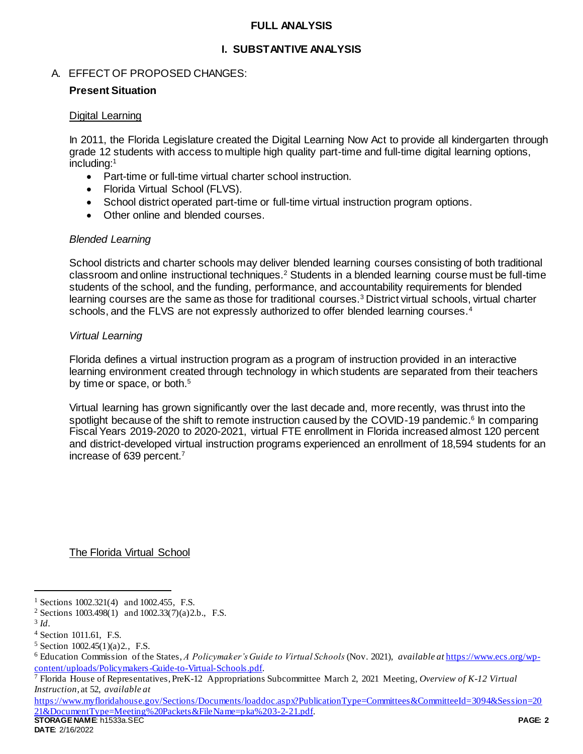## FULL ANALYSIS

### I. SUBSTANTIVE ANALYSIS

A. EFFECT OF PROPOSED CHANGES:

**Present Situation**

Digital Learning

In 2011, the Florida Legislature created the Digital Learning Now Act to provide all kindergarten through grade 12 students with access to multiple high quality part-time and full-time digital learning options, including:[1]

- Part-time or full-time virtual charter school instruction.
- Florida Virtual School (FLVS).
- School district operated part-time or full-time virtual instruction program options.
- Other online and blended courses.

*Blended Learning*

School districts and charter schools may deliver blended learning courses consisting of both traditional classroom and online instructional techniques.[2] Students in a blended learning course must be full-time students of the school, and the funding, performance, and accountability requirements for blended learning courses are the same as those for traditional courses.[3] District virtual schools, virtual charter schools, and the FLVS are not expressly authorized to offer blended learning courses.[4]

*Virtual Learning*

Florida defines a virtual instruction program as a program of instruction provided in an interactive learning environment created through technology in which students are separated from their teachers by time or space, or both.[5]

Virtual learning has grown significantly over the last decade and, more recently, was thrust into the spotlight because of the shift to remote instruction caused by the COVID-19 pandemic.[6] In comparing Fiscal Years 2019-2020 to 2020-2021, virtual FTE enrollment in Florida increased almost 120 percent and district-developed virtual instruction programs experienced an enrollment of 18,594 students for an increase of 639 percent.[7]

The Florida Virtual School

---

[1] Sections 1002.321(4) and 1002.455, F.S.

[2] Sections 1003.498(1) and 1002.33(7)(a)2.b., F.S.

[3] *Id.*

[4] Section 1011.61, F.S.

[5] Section 1002.45(1)(a)2., F.S.

[6] Education Commission of the States, *A Policymaker's Guide to Virtual Schools* (Nov. 2021), *available at* https://www.ecs.org/wp-content/uploads/Policymakers-Guide-to-Virtual-Schools.pdf.

[7] Florida House of Representatives, PreK-12 Appropriations Subcommittee March 2, 2021 Meeting, *Overview of K-12 Virtual Instruction*, at 52, *available at* https://www.myfloridahouse.gov/Sections/Documents/loaddoc.aspx?PublicationType=Committees&CommitteeId=3094&Session=2021&DocumentType=Meeting%20Packets&FileName=pka%203-2-21.pdf.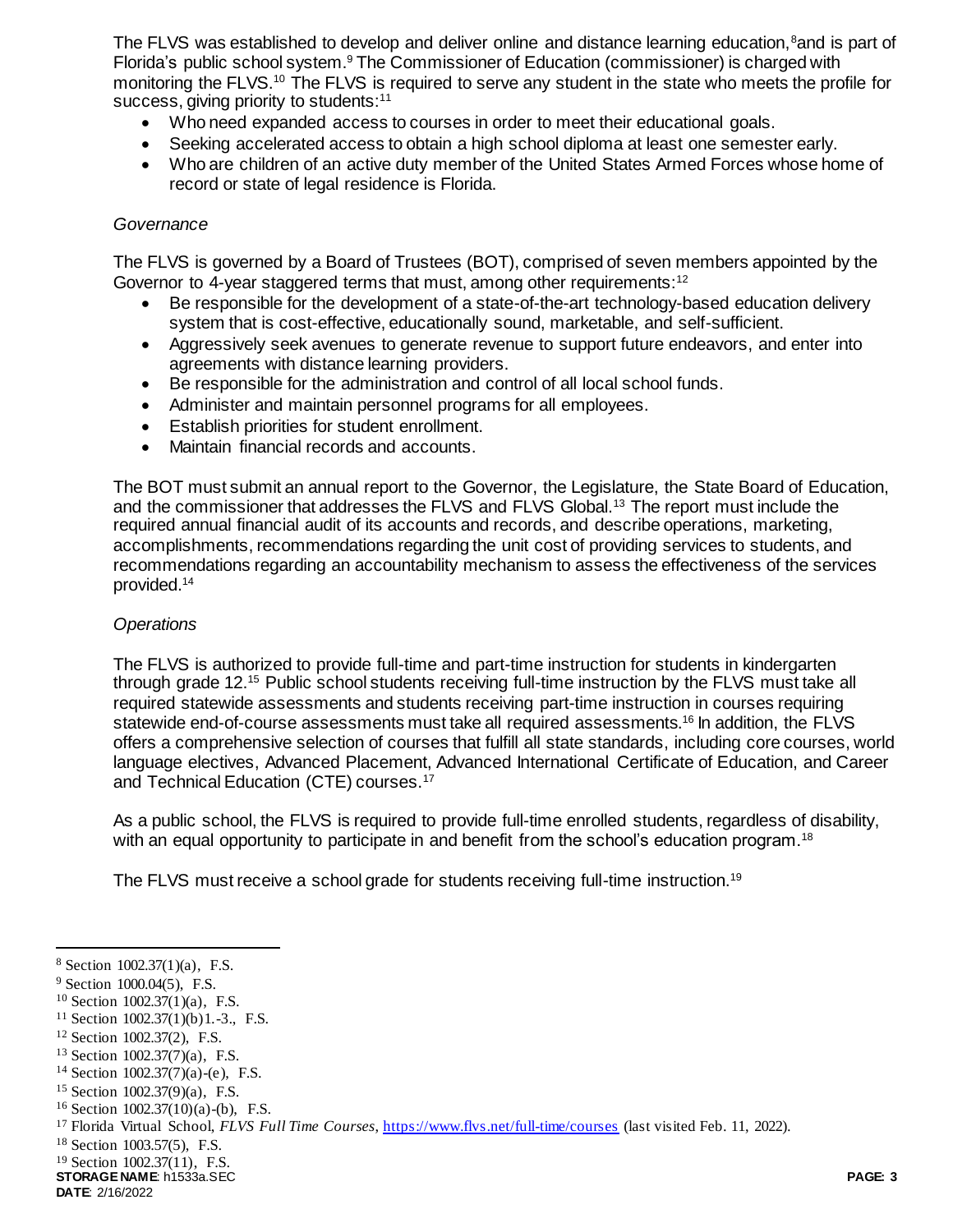The FLVS was established to develop and deliver online and distance learning education,[8] and is part of Florida's public school system.[9] The Commissioner of Education (commissioner) is charged with monitoring the FLVS.[10] The FLVS is required to serve any student in the state who meets the profile for success, giving priority to students:[11]

- Who need expanded access to courses in order to meet their educational goals.
- Seeking accelerated access to obtain a high school diploma at least one semester early.
- Who are children of an active duty member of the United States Armed Forces whose home of record or state of legal residence is Florida.

*Governance*

The FLVS is governed by a Board of Trustees (BOT), comprised of seven members appointed by the Governor to 4-year staggered terms that must, among other requirements:[12]

- Be responsible for the development of a state-of-the-art technology-based education delivery system that is cost-effective, educationally sound, marketable, and self-sufficient.
- Aggressively seek avenues to generate revenue to support future endeavors, and enter into agreements with distance learning providers.
- Be responsible for the administration and control of all local school funds.
- Administer and maintain personnel programs for all employees.
- Establish priorities for student enrollment.
- Maintain financial records and accounts.

The BOT must submit an annual report to the Governor, the Legislature, the State Board of Education, and the commissioner that addresses the FLVS and FLVS Global.[13] The report must include the required annual financial audit of its accounts and records, and describe operations, marketing, accomplishments, recommendations regarding the unit cost of providing services to students, and recommendations regarding an accountability mechanism to assess the effectiveness of the services provided.[14]

*Operations*

The FLVS is authorized to provide full-time and part-time instruction for students in kindergarten through grade 12.[15] Public school students receiving full-time instruction by the FLVS must take all required statewide assessments and students receiving part-time instruction in courses requiring statewide end-of-course assessments must take all required assessments.[16] In addition, the FLVS offers a comprehensive selection of courses that fulfill all state standards, including core courses, world language electives, Advanced Placement, Advanced International Certificate of Education, and Career and Technical Education (CTE) courses.[17]

As a public school, the FLVS is required to provide full-time enrolled students, regardless of disability, with an equal opportunity to participate in and benefit from the school's education program.[18]

The FLVS must receive a school grade for students receiving full-time instruction.[19]

---

[8] Section 1002.37(1)(a), F.S.
[9] Section 1000.04(5), F.S.
[10] Section 1002.37(1)(a), F.S.
[11] Section 1002.37(1)(b)1.-3., F.S.
[12] Section 1002.37(2), F.S.
[13] Section 1002.37(7)(a), F.S.
[14] Section 1002.37(7)(a)-(e), F.S.
[15] Section 1002.37(9)(a), F.S.
[16] Section 1002.37(10)(a)-(b), F.S.
[17] Florida Virtual School, *FLVS Full Time Courses*, https://www.flvs.net/full-time/courses (last visited Feb. 11, 2022).
[18] Section 1003.57(5), F.S.
[19] Section 1002.37(11), F.S.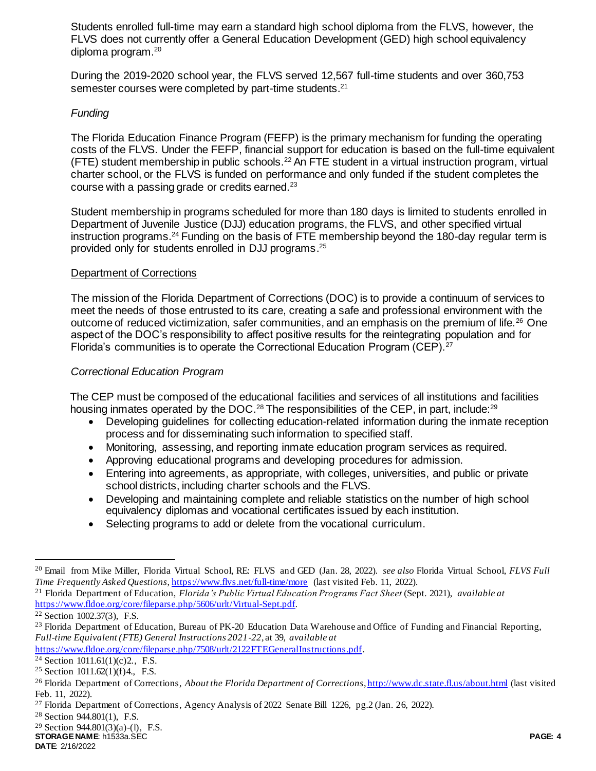Students enrolled full-time may earn a standard high school diploma from the FLVS, however, the FLVS does not currently offer a General Education Development (GED) high school equivalency diploma program.[20]

During the 2019-2020 school year, the FLVS served 12,567 full-time students and over 360,753 semester courses were completed by part-time students.[21]

*Funding*

The Florida Education Finance Program (FEFP) is the primary mechanism for funding the operating costs of the FLVS. Under the FEFP, financial support for education is based on the full-time equivalent (FTE) student membership in public schools.[22] An FTE student in a virtual instruction program, virtual charter school, or the FLVS is funded on performance and only funded if the student completes the course with a passing grade or credits earned.[23]

Student membership in programs scheduled for more than 180 days is limited to students enrolled in Department of Juvenile Justice (DJJ) education programs, the FLVS, and other specified virtual instruction programs.[24] Funding on the basis of FTE membership beyond the 180-day regular term is provided only for students enrolled in DJJ programs.[25]

<u>Department of Corrections</u>

The mission of the Florida Department of Corrections (DOC) is to provide a continuum of services to meet the needs of those entrusted to its care, creating a safe and professional environment with the outcome of reduced victimization, safer communities, and an emphasis on the premium of life.[26] One aspect of the DOC's responsibility to affect positive results for the reintegrating population and for Florida's communities is to operate the Correctional Education Program (CEP).[27]

*Correctional Education Program*

The CEP must be composed of the educational facilities and services of all institutions and facilities housing inmates operated by the DOC.[28] The responsibilities of the CEP, in part, include:[29]

- Developing guidelines for collecting education-related information during the inmate reception process and for disseminating such information to specified staff.
- Monitoring, assessing, and reporting inmate education program services as required.
- Approving educational programs and developing procedures for admission.
- Entering into agreements, as appropriate, with colleges, universities, and public or private school districts, including charter schools and the FLVS.
- Developing and maintaining complete and reliable statistics on the number of high school equivalency diplomas and vocational certificates issued by each institution.
- Selecting programs to add or delete from the vocational curriculum.

---

[20] Email from Mike Miller, Florida Virtual School, RE: FLVS and GED (Jan. 28, 2022). *see also* Florida Virtual School, *FLVS Full Time Frequently Asked Questions*, https://www.flvs.net/full-time/more (last visited Feb. 11, 2022).

[21] Florida Department of Education, *Florida's Public Virtual Education Programs Fact Sheet* (Sept. 2021), *available at* https://www.fldoe.org/core/fileparse.php/5606/urlt/Virtual-Sept.pdf.

[22] Section 1002.37(3), F.S.

[23] Florida Department of Education, Bureau of PK-20 Education Data Warehouse and Office of Funding and Financial Reporting, *Full-time Equivalent (FTE) General Instructions 2021-22*, at 39, *available at* https://www.fldoe.org/core/fileparse.php/7508/urlt/2122FTEGeneralInstructions.pdf.

[24] Section 1011.61(1)(c)2., F.S.

[25] Section 1011.62(1)(f)4., F.S.

[26] Florida Department of Corrections, *About the Florida Department of Corrections*, http://www.dc.state.fl.us/about.html (last visited Feb. 11, 2022).

[27] Florida Department of Corrections, Agency Analysis of 2022 Senate Bill 1226, pg.2 (Jan. 26, 2022).

[28] Section 944.801(1), F.S.

[29] Section 944.801(3)(a)-(l), F.S.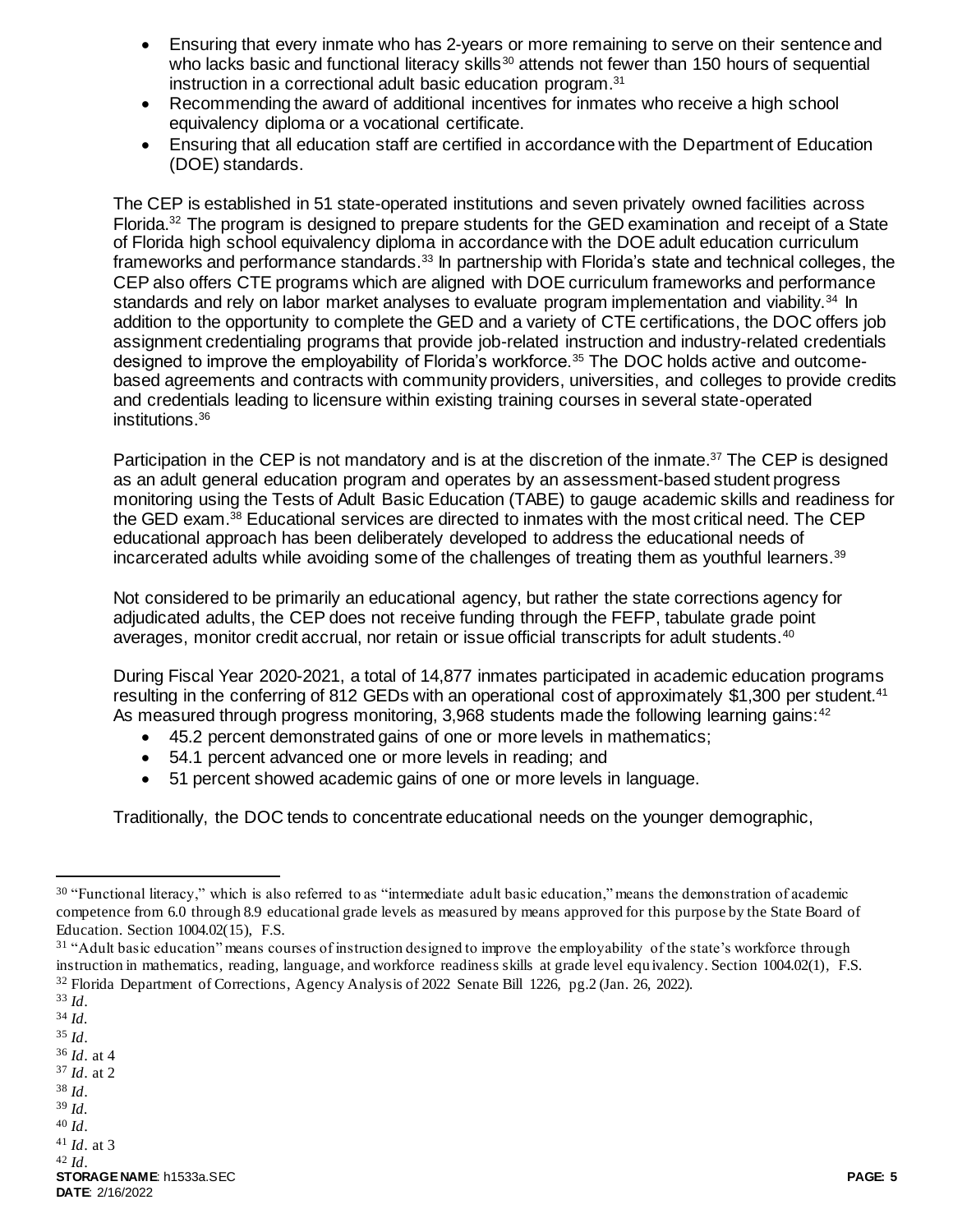- Ensuring that every inmate who has 2-years or more remaining to serve on their sentence and who lacks basic and functional literacy skills[30] attends not fewer than 150 hours of sequential instruction in a correctional adult basic education program.[31]
- Recommending the award of additional incentives for inmates who receive a high school equivalency diploma or a vocational certificate.
- Ensuring that all education staff are certified in accordance with the Department of Education (DOE) standards.

The CEP is established in 51 state-operated institutions and seven privately owned facilities across Florida.[32] The program is designed to prepare students for the GED examination and receipt of a State of Florida high school equivalency diploma in accordance with the DOE adult education curriculum frameworks and performance standards.[33] In partnership with Florida's state and technical colleges, the CEP also offers CTE programs which are aligned with DOE curriculum frameworks and performance standards and rely on labor market analyses to evaluate program implementation and viability.[34] In addition to the opportunity to complete the GED and a variety of CTE certifications, the DOC offers job assignment credentialing programs that provide job-related instruction and industry-related credentials designed to improve the employability of Florida's workforce.[35] The DOC holds active and outcome-based agreements and contracts with community providers, universities, and colleges to provide credits and credentials leading to licensure within existing training courses in several state-operated institutions.[36]

Participation in the CEP is not mandatory and is at the discretion of the inmate.[37] The CEP is designed as an adult general education program and operates by an assessment-based student progress monitoring using the Tests of Adult Basic Education (TABE) to gauge academic skills and readiness for the GED exam.[38] Educational services are directed to inmates with the most critical need. The CEP educational approach has been deliberately developed to address the educational needs of incarcerated adults while avoiding some of the challenges of treating them as youthful learners.[39]

Not considered to be primarily an educational agency, but rather the state corrections agency for adjudicated adults, the CEP does not receive funding through the FEFP, tabulate grade point averages, monitor credit accrual, nor retain or issue official transcripts for adult students.[40]

During Fiscal Year 2020-2021, a total of 14,877 inmates participated in academic education programs resulting in the conferring of 812 GEDs with an operational cost of approximately $1,300 per student.[41] As measured through progress monitoring, 3,968 students made the following learning gains:[42]

- 45.2 percent demonstrated gains of one or more levels in mathematics;
- 54.1 percent advanced one or more levels in reading; and
- 51 percent showed academic gains of one or more levels in language.

Traditionally, the DOC tends to concentrate educational needs on the younger demographic,

---

[30] "Functional literacy," which is also referred to as "intermediate adult basic education," means the demonstration of academic competence from 6.0 through 8.9 educational grade levels as measured by means approved for this purpose by the State Board of Education. Section 1004.02(15), F.S.

[31] "Adult basic education" means courses of instruction designed to improve the employability of the state's workforce through instruction in mathematics, reading, language, and workforce readiness skills at grade level equivalency. Section 1004.02(1), F.S.

[32] Florida Department of Corrections, Agency Analysis of 2022 Senate Bill 1226, pg.2 (Jan. 26, 2022).

[33] *Id*.

[34] *Id*.

[35] *Id*.

[36] *Id*. at 4

[37] *Id*. at 2

[38] *Id*.

[39] *Id*.

[40] *Id*.

[41] *Id*. at 3

[42] *Id*.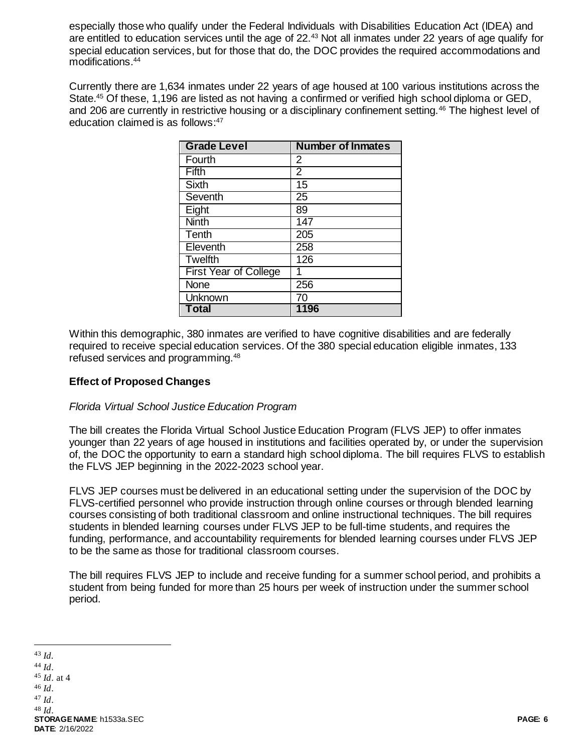especially those who qualify under the Federal Individuals with Disabilities Education Act (IDEA) and are entitled to education services until the age of 22.[43] Not all inmates under 22 years of age qualify for special education services, but for those that do, the DOC provides the required accommodations and modifications.[44]

Currently there are 1,634 inmates under 22 years of age housed at 100 various institutions across the State.[45] Of these, 1,196 are listed as not having a confirmed or verified high school diploma or GED, and 206 are currently in restrictive housing or a disciplinary confinement setting.[46] The highest level of education claimed is as follows:[47]

| Grade Level | Number of Inmates |
|---|---|
| Fourth | 2 |
| Fifth | 2 |
| Sixth | 15 |
| Seventh | 25 |
| Eight | 89 |
| Ninth | 147 |
| Tenth | 205 |
| Eleventh | 258 |
| Twelfth | 126 |
| First Year of College | 1 |
| None | 256 |
| Unknown | 70 |
| **Total** | **1196** |

Within this demographic, 380 inmates are verified to have cognitive disabilities and are federally required to receive special education services. Of the 380 special education eligible inmates, 133 refused services and programming.[48]

**Effect of Proposed Changes**

*Florida Virtual School Justice Education Program*

The bill creates the Florida Virtual School Justice Education Program (FLVS JEP) to offer inmates younger than 22 years of age housed in institutions and facilities operated by, or under the supervision of, the DOC the opportunity to earn a standard high school diploma. The bill requires FLVS to establish the FLVS JEP beginning in the 2022-2023 school year.

FLVS JEP courses must be delivered in an educational setting under the supervision of the DOC by FLVS-certified personnel who provide instruction through online courses or through blended learning courses consisting of both traditional classroom and online instructional techniques. The bill requires students in blended learning courses under FLVS JEP to be full-time students, and requires the funding, performance, and accountability requirements for blended learning courses under FLVS JEP to be the same as those for traditional classroom courses.

The bill requires FLVS JEP to include and receive funding for a summer school period, and prohibits a student from being funded for more than 25 hours per week of instruction under the summer school period.

---

[43] *Id.*

[44] *Id.*

[45] *Id.* at 4

[46] *Id.*

[47] *Id.*

[48] *Id.*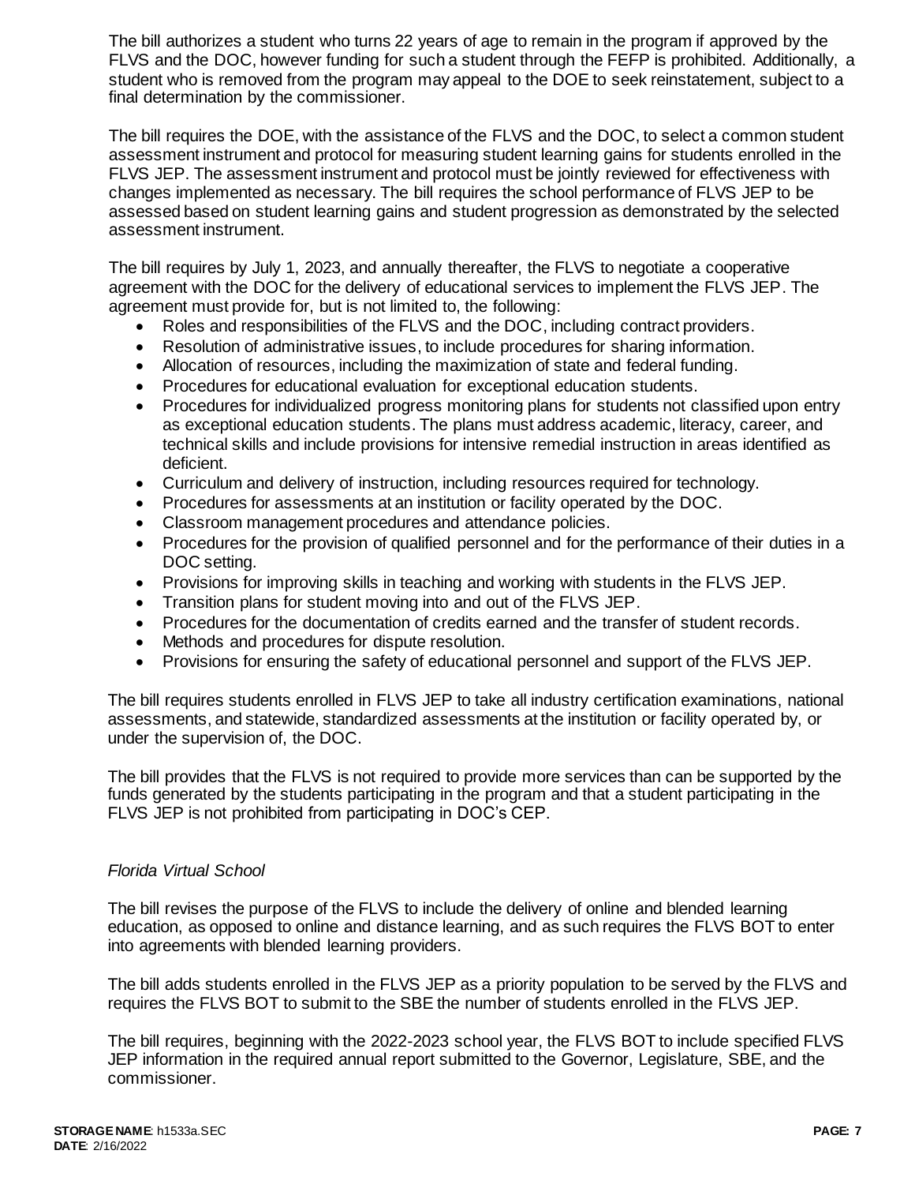The bill authorizes a student who turns 22 years of age to remain in the program if approved by the FLVS and the DOC, however funding for such a student through the FEFP is prohibited. Additionally, a student who is removed from the program may appeal to the DOE to seek reinstatement, subject to a final determination by the commissioner.

The bill requires the DOE, with the assistance of the FLVS and the DOC, to select a common student assessment instrument and protocol for measuring student learning gains for students enrolled in the FLVS JEP. The assessment instrument and protocol must be jointly reviewed for effectiveness with changes implemented as necessary. The bill requires the school performance of FLVS JEP to be assessed based on student learning gains and student progression as demonstrated by the selected assessment instrument.

The bill requires by July 1, 2023, and annually thereafter, the FLVS to negotiate a cooperative agreement with the DOC for the delivery of educational services to implement the FLVS JEP. The agreement must provide for, but is not limited to, the following:

- Roles and responsibilities of the FLVS and the DOC, including contract providers.
- Resolution of administrative issues, to include procedures for sharing information.
- Allocation of resources, including the maximization of state and federal funding.
- Procedures for educational evaluation for exceptional education students.
- Procedures for individualized progress monitoring plans for students not classified upon entry as exceptional education students. The plans must address academic, literacy, career, and technical skills and include provisions for intensive remedial instruction in areas identified as deficient.
- Curriculum and delivery of instruction, including resources required for technology.
- Procedures for assessments at an institution or facility operated by the DOC.
- Classroom management procedures and attendance policies.
- Procedures for the provision of qualified personnel and for the performance of their duties in a DOC setting.
- Provisions for improving skills in teaching and working with students in the FLVS JEP.
- Transition plans for student moving into and out of the FLVS JEP.
- Procedures for the documentation of credits earned and the transfer of student records.
- Methods and procedures for dispute resolution.
- Provisions for ensuring the safety of educational personnel and support of the FLVS JEP.

The bill requires students enrolled in FLVS JEP to take all industry certification examinations, national assessments, and statewide, standardized assessments at the institution or facility operated by, or under the supervision of, the DOC.

The bill provides that the FLVS is not required to provide more services than can be supported by the funds generated by the students participating in the program and that a student participating in the FLVS JEP is not prohibited from participating in DOC's CEP.

*Florida Virtual School*

The bill revises the purpose of the FLVS to include the delivery of online and blended learning education, as opposed to online and distance learning, and as such requires the FLVS BOT to enter into agreements with blended learning providers.

The bill adds students enrolled in the FLVS JEP as a priority population to be served by the FLVS and requires the FLVS BOT to submit to the SBE the number of students enrolled in the FLVS JEP.

The bill requires, beginning with the 2022-2023 school year, the FLVS BOT to include specified FLVS JEP information in the required annual report submitted to the Governor, Legislature, SBE, and the commissioner.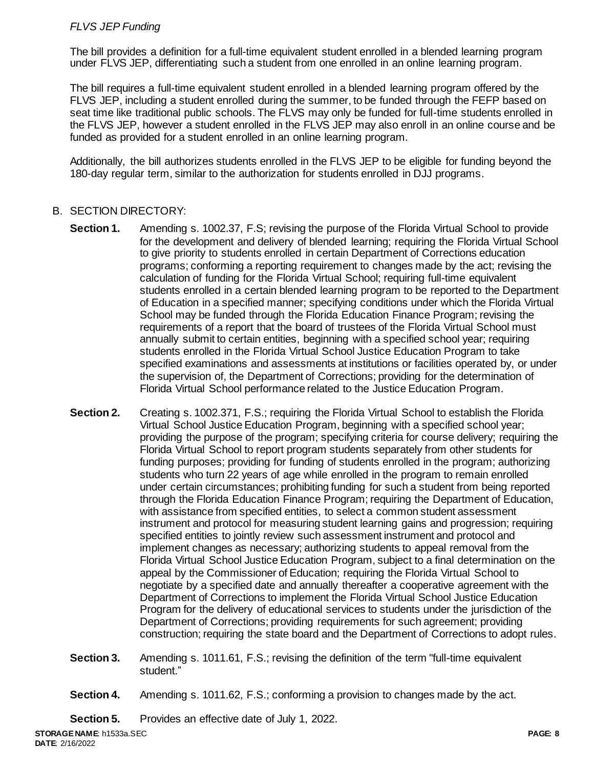*FLVS JEP Funding*

The bill provides a definition for a full-time equivalent student enrolled in a blended learning program under FLVS JEP, differentiating such a student from one enrolled in an online learning program.

The bill requires a full-time equivalent student enrolled in a blended learning program offered by the FLVS JEP, including a student enrolled during the summer, to be funded through the FEFP based on seat time like traditional public schools. The FLVS may only be funded for full-time students enrolled in the FLVS JEP, however a student enrolled in the FLVS JEP may also enroll in an online course and be funded as provided for a student enrolled in an online learning program.

Additionally, the bill authorizes students enrolled in the FLVS JEP to be eligible for funding beyond the 180-day regular term, similar to the authorization for students enrolled in DJJ programs.

B. SECTION DIRECTORY:

**Section 1.** Amending s. 1002.37, F.S; revising the purpose of the Florida Virtual School to provide for the development and delivery of blended learning; requiring the Florida Virtual School to give priority to students enrolled in certain Department of Corrections education programs; conforming a reporting requirement to changes made by the act; revising the calculation of funding for the Florida Virtual School; requiring full-time equivalent students enrolled in a certain blended learning program to be reported to the Department of Education in a specified manner; specifying conditions under which the Florida Virtual School may be funded through the Florida Education Finance Program; revising the requirements of a report that the board of trustees of the Florida Virtual School must annually submit to certain entities, beginning with a specified school year; requiring students enrolled in the Florida Virtual School Justice Education Program to take specified examinations and assessments at institutions or facilities operated by, or under the supervision of, the Department of Corrections; providing for the determination of Florida Virtual School performance related to the Justice Education Program.

**Section 2.** Creating s. 1002.371, F.S.; requiring the Florida Virtual School to establish the Florida Virtual School Justice Education Program, beginning with a specified school year; providing the purpose of the program; specifying criteria for course delivery; requiring the Florida Virtual School to report program students separately from other students for funding purposes; providing for funding of students enrolled in the program; authorizing students who turn 22 years of age while enrolled in the program to remain enrolled under certain circumstances; prohibiting funding for such a student from being reported through the Florida Education Finance Program; requiring the Department of Education, with assistance from specified entities, to select a common student assessment instrument and protocol for measuring student learning gains and progression; requiring specified entities to jointly review such assessment instrument and protocol and implement changes as necessary; authorizing students to appeal removal from the Florida Virtual School Justice Education Program, subject to a final determination on the appeal by the Commissioner of Education; requiring the Florida Virtual School to negotiate by a specified date and annually thereafter a cooperative agreement with the Department of Corrections to implement the Florida Virtual School Justice Education Program for the delivery of educational services to students under the jurisdiction of the Department of Corrections; providing requirements for such agreement; providing construction; requiring the state board and the Department of Corrections to adopt rules.

**Section 3.** Amending s. 1011.61, F.S.; revising the definition of the term "full-time equivalent student."

**Section 4.** Amending s. 1011.62, F.S.; conforming a provision to changes made by the act.

**Section 5.** Provides an effective date of July 1, 2022.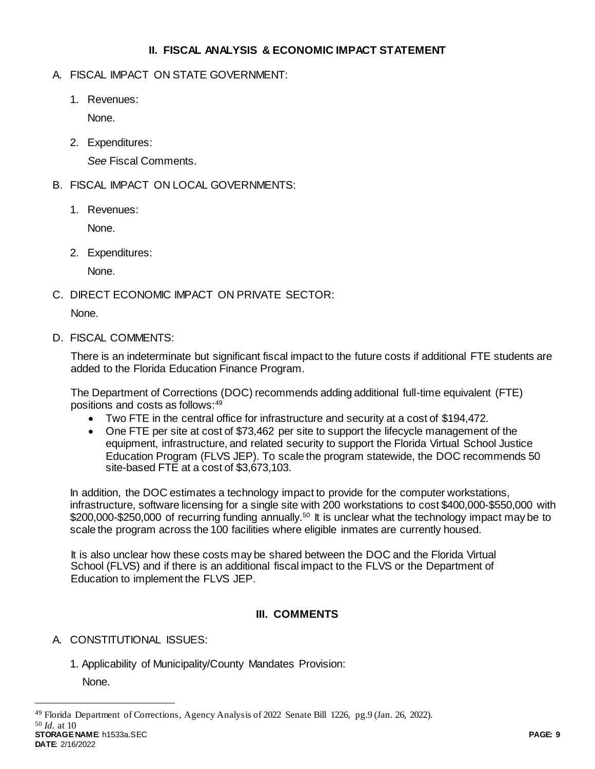## II. FISCAL ANALYSIS & ECONOMIC IMPACT STATEMENT

A. FISCAL IMPACT ON STATE GOVERNMENT:

1. Revenues:

   None.

2. Expenditures:

   *See* Fiscal Comments.

B. FISCAL IMPACT ON LOCAL GOVERNMENTS:

1. Revenues:

   None.

2. Expenditures:

   None.

C. DIRECT ECONOMIC IMPACT ON PRIVATE SECTOR:

None.

D. FISCAL COMMENTS:

There is an indeterminate but significant fiscal impact to the future costs if additional FTE students are added to the Florida Education Finance Program.

The Department of Corrections (DOC) recommends adding additional full-time equivalent (FTE) positions and costs as follows:[49]

- Two FTE in the central office for infrastructure and security at a cost of $194,472.
- One FTE per site at cost of $73,462 per site to support the lifecycle management of the equipment, infrastructure, and related security to support the Florida Virtual School Justice Education Program (FLVS JEP). To scale the program statewide, the DOC recommends 50 site-based FTE at a cost of $3,673,103.

In addition, the DOC estimates a technology impact to provide for the computer workstations, infrastructure, software licensing for a single site with 200 workstations to cost $400,000-$550,000 with $200,000-$250,000 of recurring funding annually.[50] It is unclear what the technology impact may be to scale the program across the 100 facilities where eligible inmates are currently housed.

It is also unclear how these costs may be shared between the DOC and the Florida Virtual School (FLVS) and if there is an additional fiscal impact to the FLVS or the Department of Education to implement the FLVS JEP.

## III. COMMENTS

A. CONSTITUTIONAL ISSUES:

1. Applicability of Municipality/County Mandates Provision:

   None.

---

[49] Florida Department of Corrections, Agency Analysis of 2022 Senate Bill 1226, pg.9 (Jan. 26, 2022).

[50] *Id*. at 10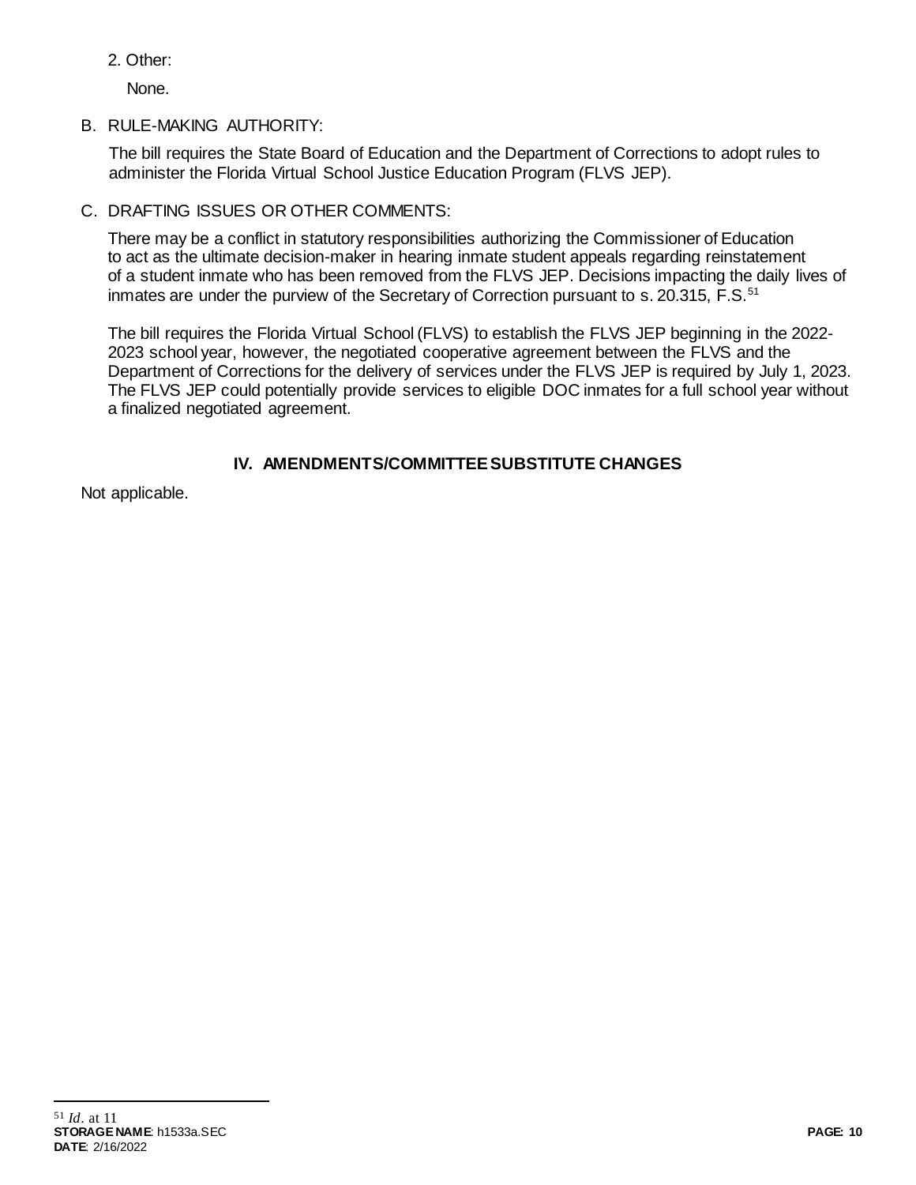2. Other:

None.

B. RULE-MAKING AUTHORITY:

The bill requires the State Board of Education and the Department of Corrections to adopt rules to administer the Florida Virtual School Justice Education Program (FLVS JEP).

C. DRAFTING ISSUES OR OTHER COMMENTS:

There may be a conflict in statutory responsibilities authorizing the Commissioner of Education to act as the ultimate decision-maker in hearing inmate student appeals regarding reinstatement of a student inmate who has been removed from the FLVS JEP. Decisions impacting the daily lives of inmates are under the purview of the Secretary of Correction pursuant to s. 20.315, F.S.[51]

The bill requires the Florida Virtual School (FLVS) to establish the FLVS JEP beginning in the 2022-2023 school year, however, the negotiated cooperative agreement between the FLVS and the Department of Corrections for the delivery of services under the FLVS JEP is required by July 1, 2023. The FLVS JEP could potentially provide services to eligible DOC inmates for a full school year without a finalized negotiated agreement.

## IV. AMENDMENTS/COMMITTEE SUBSTITUTE CHANGES

Not applicable.

---

[51] *Id*. at 11